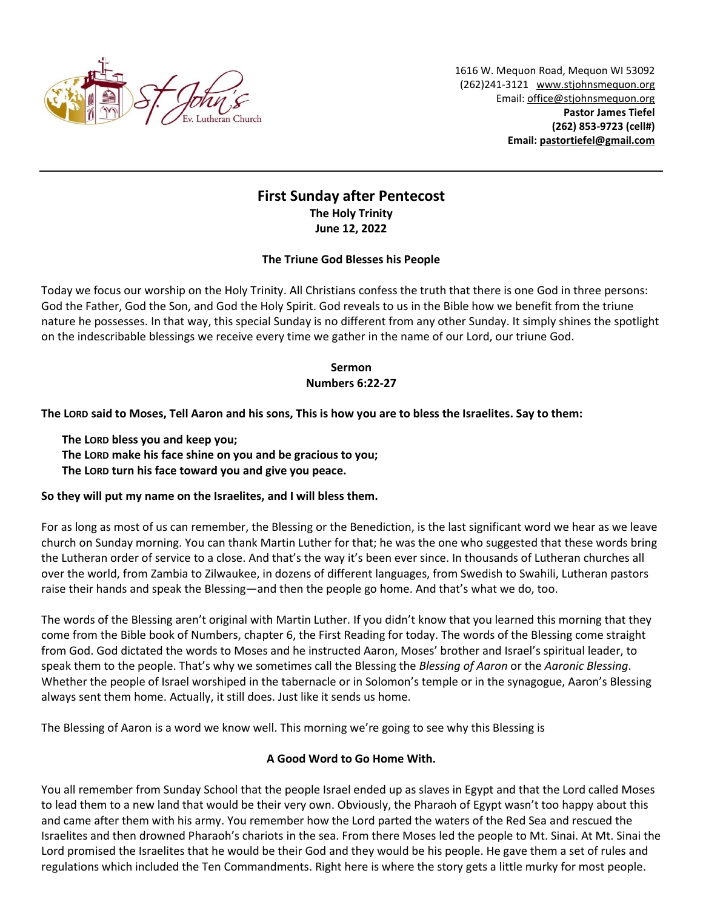St. John's Ev. Lutheran Church

1616 W. Mequon Road, Mequon WI 53092
(262)241-3121 www.stjohnsmequon.org
Email: office@stjohnsmequon.org
**Pastor James Tiefel**
**(262) 853-9723 (cell#)**
**Email: pastortiefel@gmail.com**

---

# First Sunday after Pentecost

**The Holy Trinity**
**June 12, 2022**

**The Triune God Blesses his People**

Today we focus our worship on the Holy Trinity. All Christians confess the truth that there is one God in three persons: God the Father, God the Son, and God the Holy Spirit. God reveals to us in the Bible how we benefit from the triune nature he possesses. In that way, this special Sunday is no different from any other Sunday. It simply shines the spotlight on the indescribable blessings we receive every time we gather in the name of our Lord, our triune God.

**Sermon**
**Numbers 6:22-27**

**The LORD said to Moses, Tell Aaron and his sons, This is how you are to bless the Israelites. Say to them:**

> **The LORD bless you and keep you;**
> **The LORD make his face shine on you and be gracious to you;**
> **The LORD turn his face toward you and give you peace.**

**So they will put my name on the Israelites, and I will bless them.**

For as long as most of us can remember, the Blessing or the Benediction, is the last significant word we hear as we leave church on Sunday morning. You can thank Martin Luther for that; he was the one who suggested that these words bring the Lutheran order of service to a close. And that's the way it's been ever since. In thousands of Lutheran churches all over the world, from Zambia to Zilwaukee, in dozens of different languages, from Swedish to Swahili, Lutheran pastors raise their hands and speak the Blessing—and then the people go home. And that's what we do, too.

The words of the Blessing aren't original with Martin Luther. If you didn't know that you learned this morning that they come from the Bible book of Numbers, chapter 6, the First Reading for today. The words of the Blessing come straight from God. God dictated the words to Moses and he instructed Aaron, Moses' brother and Israel's spiritual leader, to speak them to the people. That's why we sometimes call the Blessing the *Blessing of Aaron* or the *Aaronic Blessing*. Whether the people of Israel worshiped in the tabernacle or in Solomon's temple or in the synagogue, Aaron's Blessing always sent them home. Actually, it still does. Just like it sends us home.

The Blessing of Aaron is a word we know well. This morning we're going to see why this Blessing is

**A Good Word to Go Home With.**

You all remember from Sunday School that the people Israel ended up as slaves in Egypt and that the Lord called Moses to lead them to a new land that would be their very own. Obviously, the Pharaoh of Egypt wasn't too happy about this and came after them with his army. You remember how the Lord parted the waters of the Red Sea and rescued the Israelites and then drowned Pharaoh's chariots in the sea. From there Moses led the people to Mt. Sinai. At Mt. Sinai the Lord promised the Israelites that he would be their God and they would be his people. He gave them a set of rules and regulations which included the Ten Commandments. Right here is where the story gets a little murky for most people.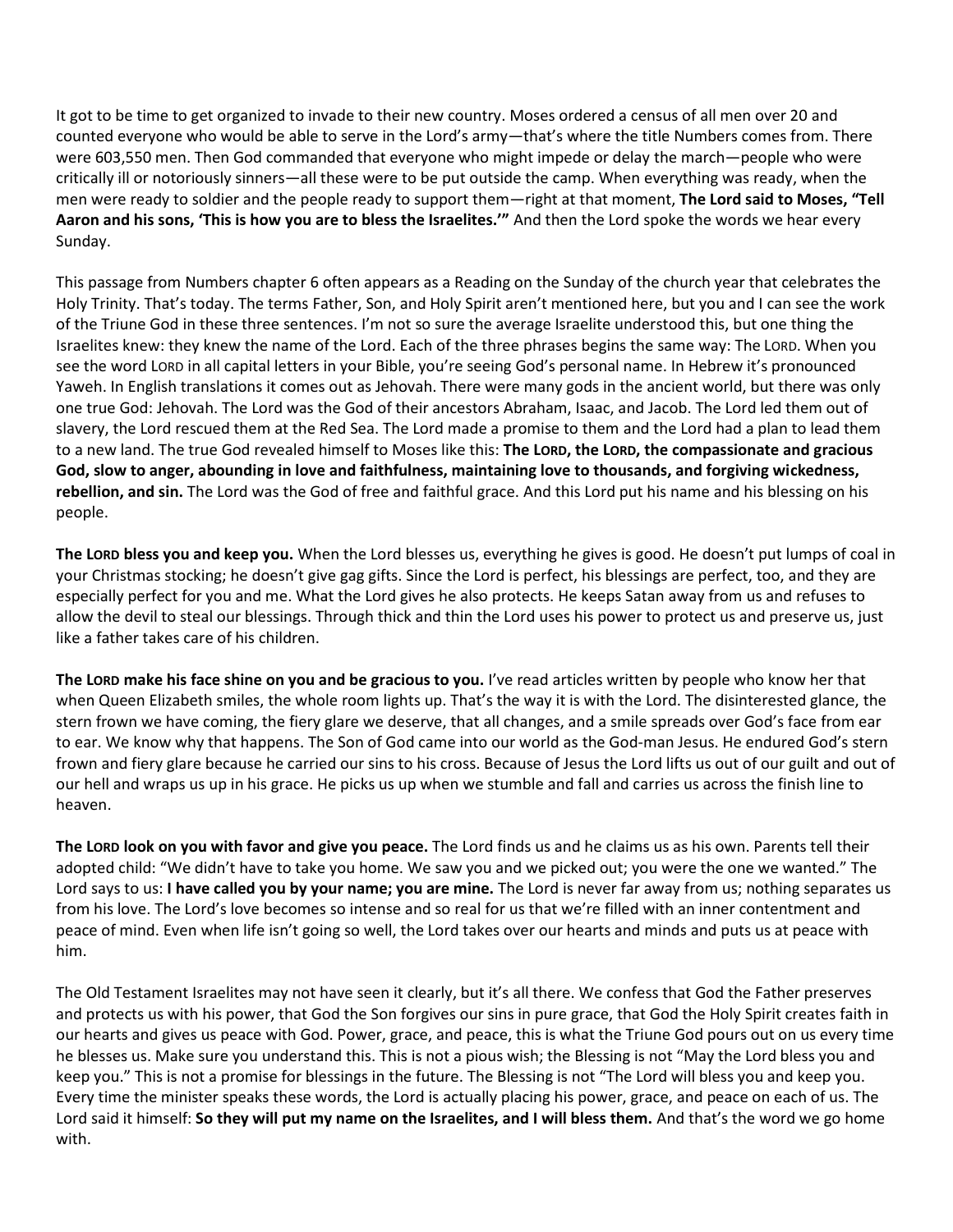It got to be time to get organized to invade to their new country. Moses ordered a census of all men over 20 and counted everyone who would be able to serve in the Lord's army—that's where the title Numbers comes from. There were 603,550 men. Then God commanded that everyone who might impede or delay the march—people who were critically ill or notoriously sinners—all these were to be put outside the camp. When everything was ready, when the men were ready to soldier and the people ready to support them—right at that moment, **The Lord said to Moses, "Tell Aaron and his sons, 'This is how you are to bless the Israelites.'"** And then the Lord spoke the words we hear every Sunday.

This passage from Numbers chapter 6 often appears as a Reading on the Sunday of the church year that celebrates the Holy Trinity. That's today. The terms Father, Son, and Holy Spirit aren't mentioned here, but you and I can see the work of the Triune God in these three sentences. I'm not so sure the average Israelite understood this, but one thing the Israelites knew: they knew the name of the Lord. Each of the three phrases begins the same way: The LORD. When you see the word LORD in all capital letters in your Bible, you're seeing God's personal name. In Hebrew it's pronounced Yaweh. In English translations it comes out as Jehovah. There were many gods in the ancient world, but there was only one true God: Jehovah. The Lord was the God of their ancestors Abraham, Isaac, and Jacob. The Lord led them out of slavery, the Lord rescued them at the Red Sea. The Lord made a promise to them and the Lord had a plan to lead them to a new land. The true God revealed himself to Moses like this: **The LORD, the LORD, the compassionate and gracious God, slow to anger, abounding in love and faithfulness, maintaining love to thousands, and forgiving wickedness, rebellion, and sin.** The Lord was the God of free and faithful grace. And this Lord put his name and his blessing on his people.

**The LORD bless you and keep you.** When the Lord blesses us, everything he gives is good. He doesn't put lumps of coal in your Christmas stocking; he doesn't give gag gifts. Since the Lord is perfect, his blessings are perfect, too, and they are especially perfect for you and me. What the Lord gives he also protects. He keeps Satan away from us and refuses to allow the devil to steal our blessings. Through thick and thin the Lord uses his power to protect us and preserve us, just like a father takes care of his children.

**The LORD make his face shine on you and be gracious to you.** I've read articles written by people who know her that when Queen Elizabeth smiles, the whole room lights up. That's the way it is with the Lord. The disinterested glance, the stern frown we have coming, the fiery glare we deserve, that all changes, and a smile spreads over God's face from ear to ear. We know why that happens. The Son of God came into our world as the God-man Jesus. He endured God's stern frown and fiery glare because he carried our sins to his cross. Because of Jesus the Lord lifts us out of our guilt and out of our hell and wraps us up in his grace. He picks us up when we stumble and fall and carries us across the finish line to heaven.

**The LORD look on you with favor and give you peace.** The Lord finds us and he claims us as his own. Parents tell their adopted child: "We didn't have to take you home. We saw you and we picked out; you were the one we wanted." The Lord says to us: **I have called you by your name; you are mine.** The Lord is never far away from us; nothing separates us from his love. The Lord's love becomes so intense and so real for us that we're filled with an inner contentment and peace of mind. Even when life isn't going so well, the Lord takes over our hearts and minds and puts us at peace with him.

The Old Testament Israelites may not have seen it clearly, but it's all there. We confess that God the Father preserves and protects us with his power, that God the Son forgives our sins in pure grace, that God the Holy Spirit creates faith in our hearts and gives us peace with God. Power, grace, and peace, this is what the Triune God pours out on us every time he blesses us. Make sure you understand this. This is not a pious wish; the Blessing is not "May the Lord bless you and keep you." This is not a promise for blessings in the future. The Blessing is not "The Lord will bless you and keep you. Every time the minister speaks these words, the Lord is actually placing his power, grace, and peace on each of us. The Lord said it himself: **So they will put my name on the Israelites, and I will bless them.** And that's the word we go home with.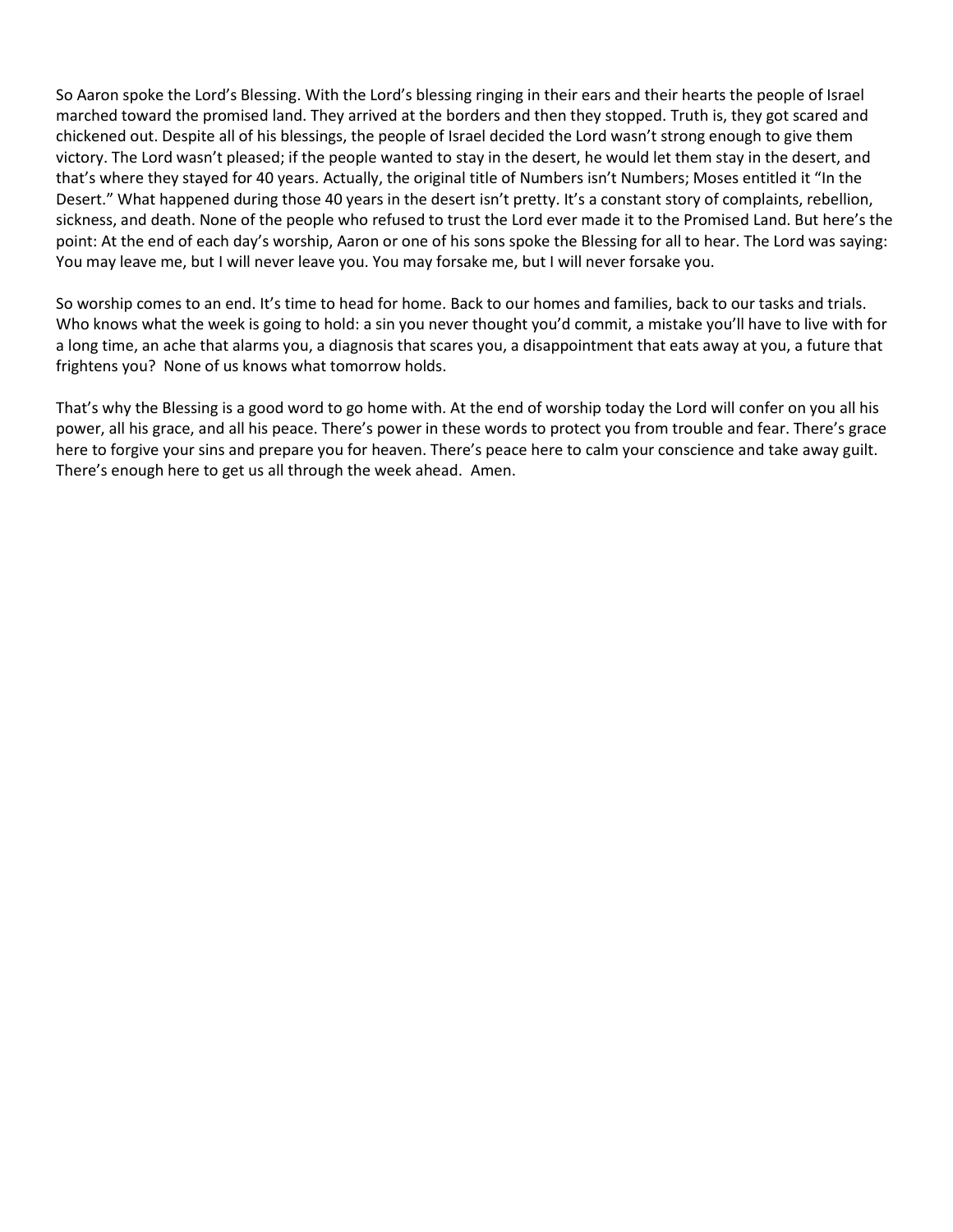So Aaron spoke the Lord's Blessing. With the Lord's blessing ringing in their ears and their hearts the people of Israel marched toward the promised land. They arrived at the borders and then they stopped. Truth is, they got scared and chickened out. Despite all of his blessings, the people of Israel decided the Lord wasn't strong enough to give them victory. The Lord wasn't pleased; if the people wanted to stay in the desert, he would let them stay in the desert, and that's where they stayed for 40 years. Actually, the original title of Numbers isn't Numbers; Moses entitled it "In the Desert." What happened during those 40 years in the desert isn't pretty. It's a constant story of complaints, rebellion, sickness, and death. None of the people who refused to trust the Lord ever made it to the Promised Land. But here's the point: At the end of each day's worship, Aaron or one of his sons spoke the Blessing for all to hear. The Lord was saying: You may leave me, but I will never leave you. You may forsake me, but I will never forsake you.

So worship comes to an end. It's time to head for home. Back to our homes and families, back to our tasks and trials. Who knows what the week is going to hold: a sin you never thought you'd commit, a mistake you'll have to live with for a long time, an ache that alarms you, a diagnosis that scares you, a disappointment that eats away at you, a future that frightens you? None of us knows what tomorrow holds.

That's why the Blessing is a good word to go home with. At the end of worship today the Lord will confer on you all his power, all his grace, and all his peace. There's power in these words to protect you from trouble and fear. There's grace here to forgive your sins and prepare you for heaven. There's peace here to calm your conscience and take away guilt. There's enough here to get us all through the week ahead. Amen.